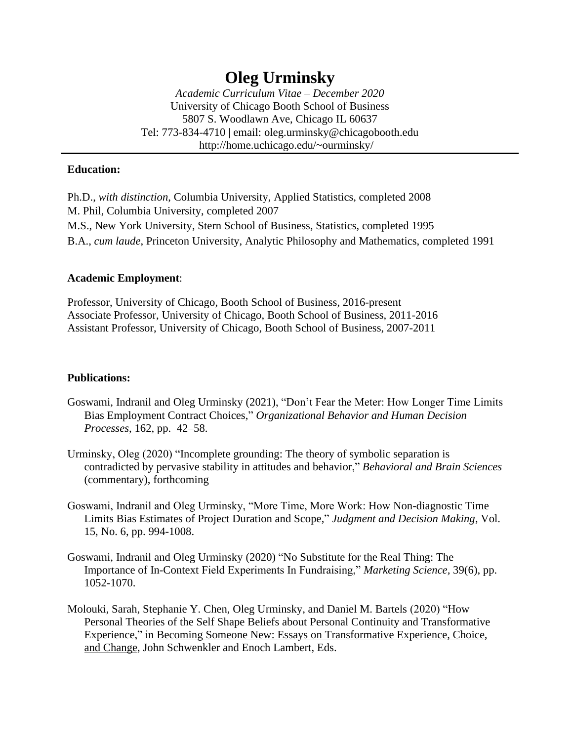# Oleg Urminsky

*Academic Curriculum Vitae – December 2020*
University of Chicago Booth School of Business
5807 S. Woodlawn Ave, Chicago IL 60637
Tel: 773-834-4710 | email: oleg.urminsky@chicagobooth.edu
http://home.uchicago.edu/~ourminsky/

---

**Education:**

Ph.D., *with distinction*, Columbia University, Applied Statistics, completed 2008
M. Phil, Columbia University, completed 2007
M.S., New York University, Stern School of Business, Statistics, completed 1995
B.A., *cum laude*, Princeton University, Analytic Philosophy and Mathematics, completed 1991

**Academic Employment**:

Professor, University of Chicago, Booth School of Business, 2016-present
Associate Professor, University of Chicago, Booth School of Business, 2011-2016
Assistant Professor, University of Chicago, Booth School of Business, 2007-2011

**Publications:**

Goswami, Indranil and Oleg Urminsky (2021), "Don't Fear the Meter: How Longer Time Limits Bias Employment Contract Choices," *Organizational Behavior and Human Decision Processes*, 162, pp. 42–58.

Urminsky, Oleg (2020) "Incomplete grounding: The theory of symbolic separation is contradicted by pervasive stability in attitudes and behavior," *Behavioral and Brain Sciences* (commentary), forthcoming

Goswami, Indranil and Oleg Urminsky, "More Time, More Work: How Non-diagnostic Time Limits Bias Estimates of Project Duration and Scope," *Judgment and Decision Making*, Vol. 15, No. 6, pp. 994-1008.

Goswami, Indranil and Oleg Urminsky (2020) "No Substitute for the Real Thing: The Importance of In-Context Field Experiments In Fundraising," *Marketing Science*, 39(6), pp. 1052-1070.

Molouki, Sarah, Stephanie Y. Chen, Oleg Urminsky, and Daniel M. Bartels (2020) "How Personal Theories of the Self Shape Beliefs about Personal Continuity and Transformative Experience," in <u>Becoming Someone New: Essays on Transformative Experience, Choice, and Change</u>, John Schwenkler and Enoch Lambert, Eds.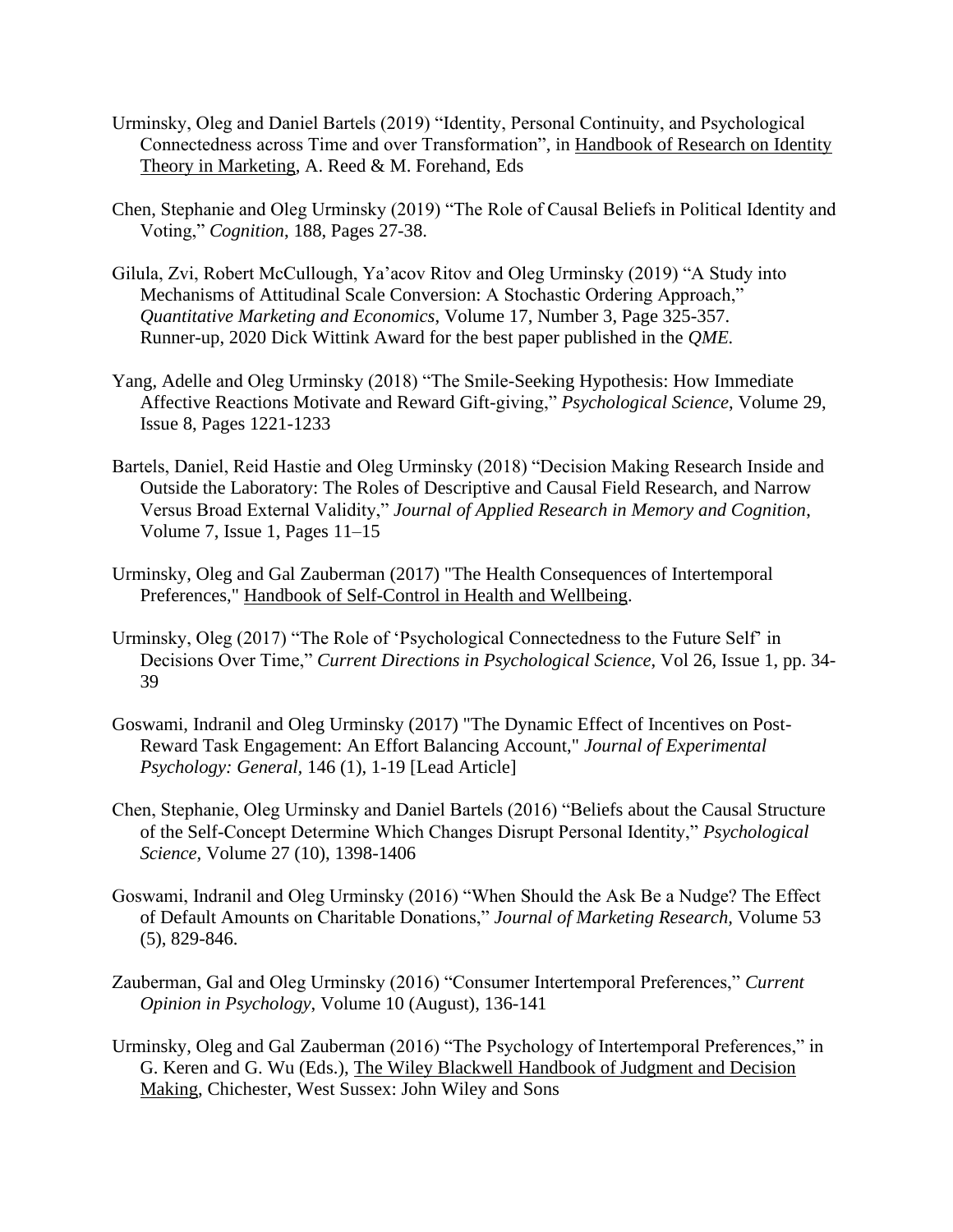Urminsky, Oleg and Daniel Bartels (2019) "Identity, Personal Continuity, and Psychological Connectedness across Time and over Transformation", in Handbook of Research on Identity Theory in Marketing, A. Reed & M. Forehand, Eds

Chen, Stephanie and Oleg Urminsky (2019) "The Role of Causal Beliefs in Political Identity and Voting," *Cognition*, 188, Pages 27-38.

Gilula, Zvi, Robert McCullough, Ya'acov Ritov and Oleg Urminsky (2019) "A Study into Mechanisms of Attitudinal Scale Conversion: A Stochastic Ordering Approach," *Quantitative Marketing and Economics*, Volume 17, Number 3, Page 325-357. Runner-up, 2020 Dick Wittink Award for the best paper published in the *QME*.

Yang, Adelle and Oleg Urminsky (2018) "The Smile-Seeking Hypothesis: How Immediate Affective Reactions Motivate and Reward Gift-giving," *Psychological Science*, Volume 29, Issue 8, Pages 1221-1233

Bartels, Daniel, Reid Hastie and Oleg Urminsky (2018) "Decision Making Research Inside and Outside the Laboratory: The Roles of Descriptive and Causal Field Research, and Narrow Versus Broad External Validity," *Journal of Applied Research in Memory and Cognition*, Volume 7, Issue 1, Pages 11–15

Urminsky, Oleg and Gal Zauberman (2017) "The Health Consequences of Intertemporal Preferences," Handbook of Self-Control in Health and Wellbeing.

Urminsky, Oleg (2017) "The Role of 'Psychological Connectedness to the Future Self' in Decisions Over Time," *Current Directions in Psychological Science*, Vol 26, Issue 1, pp. 34-39

Goswami, Indranil and Oleg Urminsky (2017) "The Dynamic Effect of Incentives on Post-Reward Task Engagement: An Effort Balancing Account," *Journal of Experimental Psychology: General*, 146 (1), 1-19 [Lead Article]

Chen, Stephanie, Oleg Urminsky and Daniel Bartels (2016) "Beliefs about the Causal Structure of the Self-Concept Determine Which Changes Disrupt Personal Identity," *Psychological Science*, Volume 27 (10), 1398-1406

Goswami, Indranil and Oleg Urminsky (2016) "When Should the Ask Be a Nudge? The Effect of Default Amounts on Charitable Donations," *Journal of Marketing Research,* Volume 53 (5), 829-846.

Zauberman, Gal and Oleg Urminsky (2016) "Consumer Intertemporal Preferences," *Current Opinion in Psychology*, Volume 10 (August), 136-141

Urminsky, Oleg and Gal Zauberman (2016) "The Psychology of Intertemporal Preferences," in G. Keren and G. Wu (Eds.), The Wiley Blackwell Handbook of Judgment and Decision Making, Chichester, West Sussex: John Wiley and Sons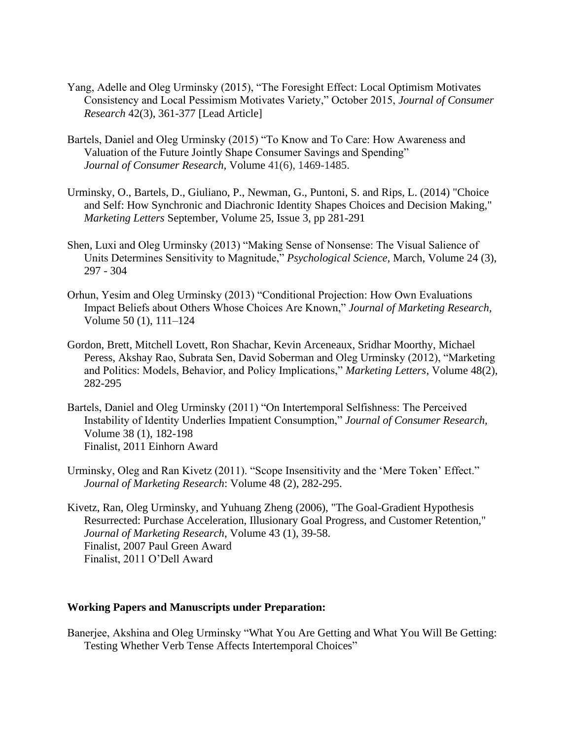Yang, Adelle and Oleg Urminsky (2015), "The Foresight Effect: Local Optimism Motivates Consistency and Local Pessimism Motivates Variety," October 2015, *Journal of Consumer Research* 42(3), 361-377 [Lead Article]

Bartels, Daniel and Oleg Urminsky (2015) "To Know and To Care: How Awareness and Valuation of the Future Jointly Shape Consumer Savings and Spending" *Journal of Consumer Research*, Volume 41(6), 1469-1485.

Urminsky, O., Bartels, D., Giuliano, P., Newman, G., Puntoni, S. and Rips, L. (2014) "Choice and Self: How Synchronic and Diachronic Identity Shapes Choices and Decision Making," *Marketing Letters* September, Volume 25, Issue 3, pp 281-291

Shen, Luxi and Oleg Urminsky (2013) "Making Sense of Nonsense: The Visual Salience of Units Determines Sensitivity to Magnitude," *Psychological Science*, March, Volume 24 (3), 297 - 304

Orhun, Yesim and Oleg Urminsky (2013) "Conditional Projection: How Own Evaluations Impact Beliefs about Others Whose Choices Are Known," *Journal of Marketing Research*, Volume 50 (1), 111–124

Gordon, Brett, Mitchell Lovett, Ron Shachar, Kevin Arceneaux, Sridhar Moorthy, Michael Peress, Akshay Rao, Subrata Sen, David Soberman and Oleg Urminsky (2012), "Marketing and Politics: Models, Behavior, and Policy Implications," *Marketing Letters*, Volume 48(2), 282-295

Bartels, Daniel and Oleg Urminsky (2011) "On Intertemporal Selfishness: The Perceived Instability of Identity Underlies Impatient Consumption," *Journal of Consumer Research*, Volume 38 (1), 182-198
Finalist, 2011 Einhorn Award

Urminsky, Oleg and Ran Kivetz (2011). "Scope Insensitivity and the 'Mere Token' Effect." *Journal of Marketing Research*: Volume 48 (2), 282-295.

Kivetz, Ran, Oleg Urminsky, and Yuhuang Zheng (2006), "The Goal-Gradient Hypothesis Resurrected: Purchase Acceleration, Illusionary Goal Progress, and Customer Retention," *Journal of Marketing Research*, Volume 43 (1), 39-58.
Finalist, 2007 Paul Green Award
Finalist, 2011 O'Dell Award

**Working Papers and Manuscripts under Preparation:**

Banerjee, Akshina and Oleg Urminsky "What You Are Getting and What You Will Be Getting: Testing Whether Verb Tense Affects Intertemporal Choices"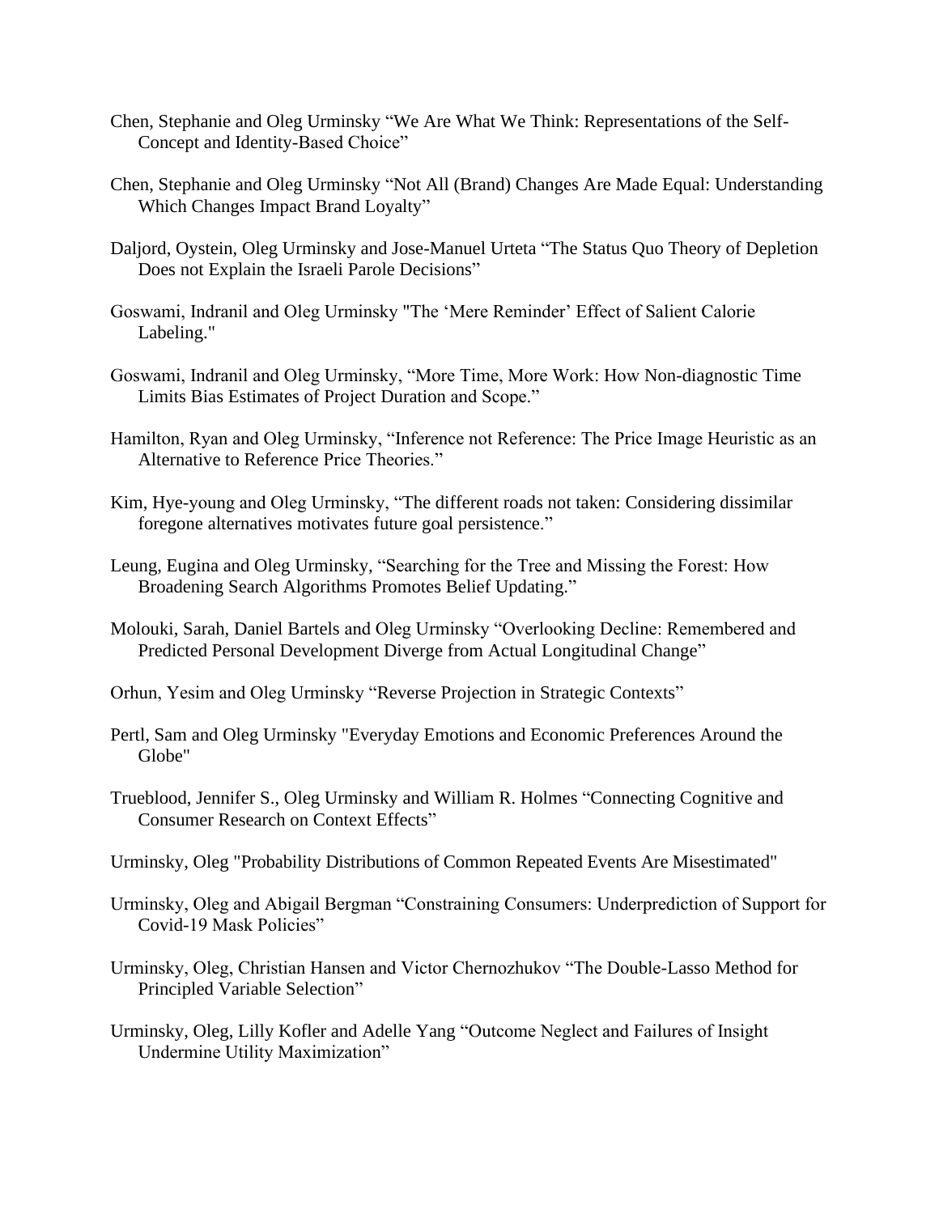Chen, Stephanie and Oleg Urminsky "We Are What We Think: Representations of the Self-Concept and Identity-Based Choice"

Chen, Stephanie and Oleg Urminsky "Not All (Brand) Changes Are Made Equal: Understanding Which Changes Impact Brand Loyalty"

Daljord, Oystein, Oleg Urminsky and Jose-Manuel Urteta "The Status Quo Theory of Depletion Does not Explain the Israeli Parole Decisions"

Goswami, Indranil and Oleg Urminsky "The 'Mere Reminder' Effect of Salient Calorie Labeling."

Goswami, Indranil and Oleg Urminsky, "More Time, More Work: How Non-diagnostic Time Limits Bias Estimates of Project Duration and Scope."

Hamilton, Ryan and Oleg Urminsky, "Inference not Reference: The Price Image Heuristic as an Alternative to Reference Price Theories."

Kim, Hye-young and Oleg Urminsky, "The different roads not taken: Considering dissimilar foregone alternatives motivates future goal persistence."

Leung, Eugina and Oleg Urminsky, "Searching for the Tree and Missing the Forest: How Broadening Search Algorithms Promotes Belief Updating."

Molouki, Sarah, Daniel Bartels and Oleg Urminsky "Overlooking Decline: Remembered and Predicted Personal Development Diverge from Actual Longitudinal Change"

Orhun, Yesim and Oleg Urminsky "Reverse Projection in Strategic Contexts"

Pertl, Sam and Oleg Urminsky "Everyday Emotions and Economic Preferences Around the Globe"

Trueblood, Jennifer S., Oleg Urminsky and William R. Holmes "Connecting Cognitive and Consumer Research on Context Effects"

Urminsky, Oleg "Probability Distributions of Common Repeated Events Are Misestimated"

Urminsky, Oleg and Abigail Bergman "Constraining Consumers: Underprediction of Support for Covid-19 Mask Policies"

Urminsky, Oleg, Christian Hansen and Victor Chernozhukov "The Double-Lasso Method for Principled Variable Selection"

Urminsky, Oleg, Lilly Kofler and Adelle Yang "Outcome Neglect and Failures of Insight Undermine Utility Maximization"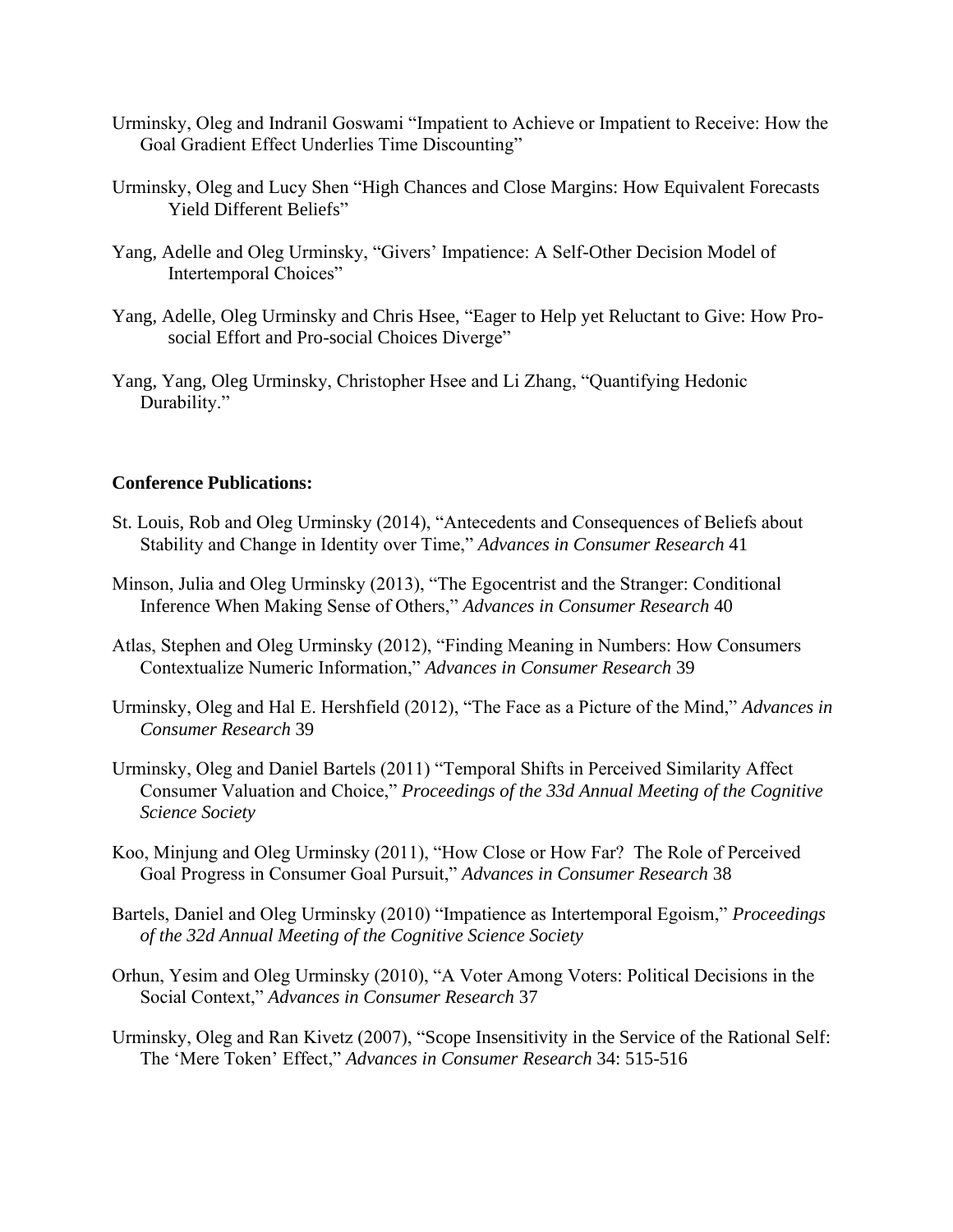Urminsky, Oleg and Indranil Goswami "Impatient to Achieve or Impatient to Receive: How the Goal Gradient Effect Underlies Time Discounting"

Urminsky, Oleg and Lucy Shen "High Chances and Close Margins: How Equivalent Forecasts Yield Different Beliefs"

Yang, Adelle and Oleg Urminsky, "Givers' Impatience: A Self-Other Decision Model of Intertemporal Choices"

Yang, Adelle, Oleg Urminsky and Chris Hsee, "Eager to Help yet Reluctant to Give: How Pro-social Effort and Pro-social Choices Diverge"

Yang, Yang, Oleg Urminsky, Christopher Hsee and Li Zhang, "Quantifying Hedonic Durability."

**Conference Publications:**

St. Louis, Rob and Oleg Urminsky (2014), "Antecedents and Consequences of Beliefs about Stability and Change in Identity over Time," *Advances in Consumer Research* 41

Minson, Julia and Oleg Urminsky (2013), "The Egocentrist and the Stranger: Conditional Inference When Making Sense of Others," *Advances in Consumer Research* 40

Atlas, Stephen and Oleg Urminsky (2012), "Finding Meaning in Numbers: How Consumers Contextualize Numeric Information," *Advances in Consumer Research* 39

Urminsky, Oleg and Hal E. Hershfield (2012), "The Face as a Picture of the Mind," *Advances in Consumer Research* 39

Urminsky, Oleg and Daniel Bartels (2011) "Temporal Shifts in Perceived Similarity Affect Consumer Valuation and Choice," *Proceedings of the 33d Annual Meeting of the Cognitive Science Society*

Koo, Minjung and Oleg Urminsky (2011), "How Close or How Far? The Role of Perceived Goal Progress in Consumer Goal Pursuit," *Advances in Consumer Research* 38

Bartels, Daniel and Oleg Urminsky (2010) "Impatience as Intertemporal Egoism," *Proceedings of the 32d Annual Meeting of the Cognitive Science Society*

Orhun, Yesim and Oleg Urminsky (2010), "A Voter Among Voters: Political Decisions in the Social Context," *Advances in Consumer Research* 37

Urminsky, Oleg and Ran Kivetz (2007), "Scope Insensitivity in the Service of the Rational Self: The 'Mere Token' Effect," *Advances in Consumer Research* 34: 515-516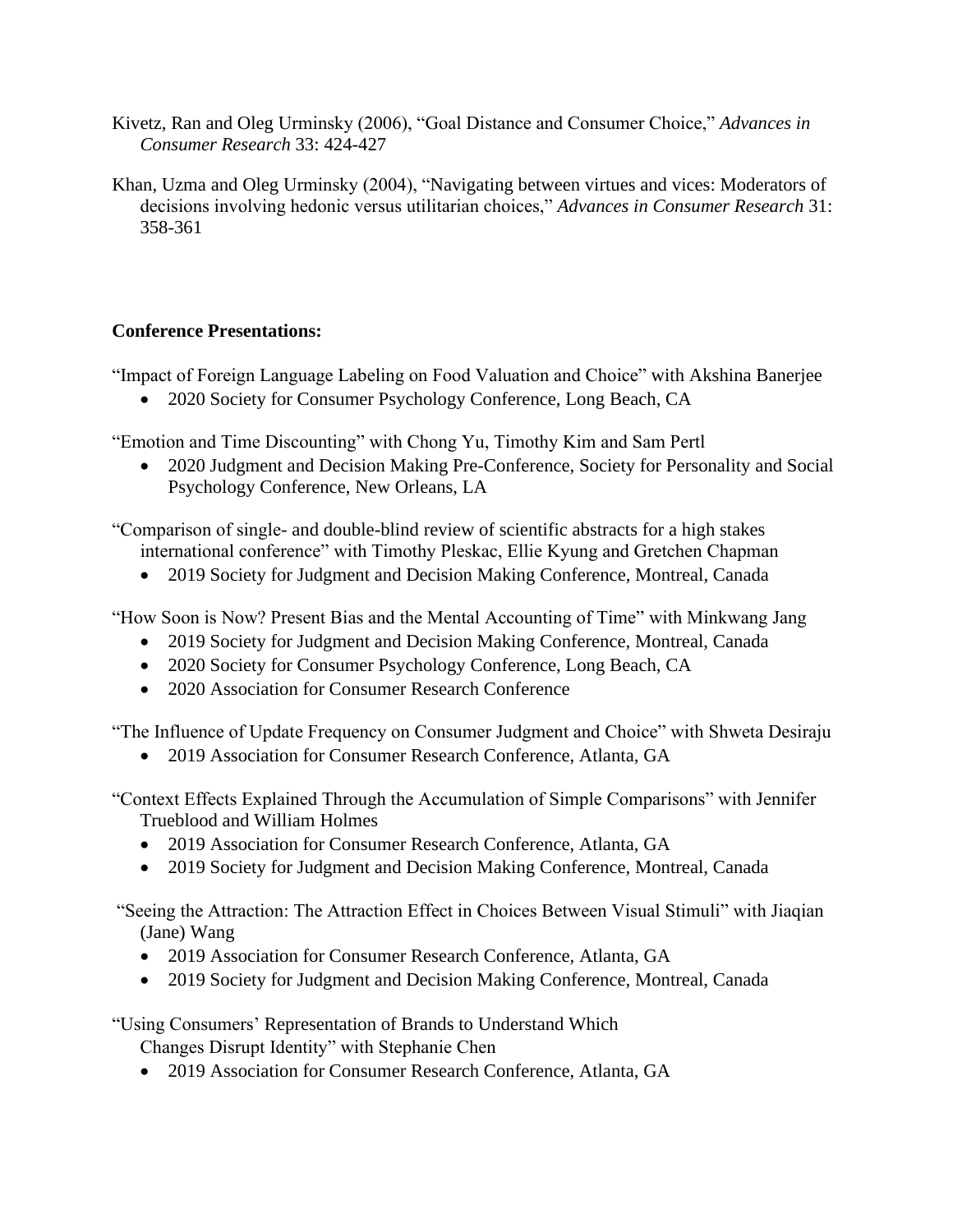Kivetz, Ran and Oleg Urminsky (2006), "Goal Distance and Consumer Choice," *Advances in Consumer Research* 33: 424-427

Khan, Uzma and Oleg Urminsky (2004), "Navigating between virtues and vices: Moderators of decisions involving hedonic versus utilitarian choices," *Advances in Consumer Research* 31: 358-361

**Conference Presentations:**

"Impact of Foreign Language Labeling on Food Valuation and Choice" with Akshina Banerjee

- 2020 Society for Consumer Psychology Conference, Long Beach, CA

"Emotion and Time Discounting" with Chong Yu, Timothy Kim and Sam Pertl

- 2020 Judgment and Decision Making Pre-Conference, Society for Personality and Social Psychology Conference, New Orleans, LA

"Comparison of single- and double-blind review of scientific abstracts for a high stakes international conference" with Timothy Pleskac, Ellie Kyung and Gretchen Chapman

- 2019 Society for Judgment and Decision Making Conference, Montreal, Canada

"How Soon is Now? Present Bias and the Mental Accounting of Time" with Minkwang Jang

- 2019 Society for Judgment and Decision Making Conference, Montreal, Canada
- 2020 Society for Consumer Psychology Conference, Long Beach, CA
- 2020 Association for Consumer Research Conference

"The Influence of Update Frequency on Consumer Judgment and Choice" with Shweta Desiraju

- 2019 Association for Consumer Research Conference, Atlanta, GA

"Context Effects Explained Through the Accumulation of Simple Comparisons" with Jennifer Trueblood and William Holmes

- 2019 Association for Consumer Research Conference, Atlanta, GA
- 2019 Society for Judgment and Decision Making Conference, Montreal, Canada

"Seeing the Attraction: The Attraction Effect in Choices Between Visual Stimuli" with Jiaqian (Jane) Wang

- 2019 Association for Consumer Research Conference, Atlanta, GA
- 2019 Society for Judgment and Decision Making Conference, Montreal, Canada

"Using Consumers' Representation of Brands to Understand Which Changes Disrupt Identity" with Stephanie Chen

- 2019 Association for Consumer Research Conference, Atlanta, GA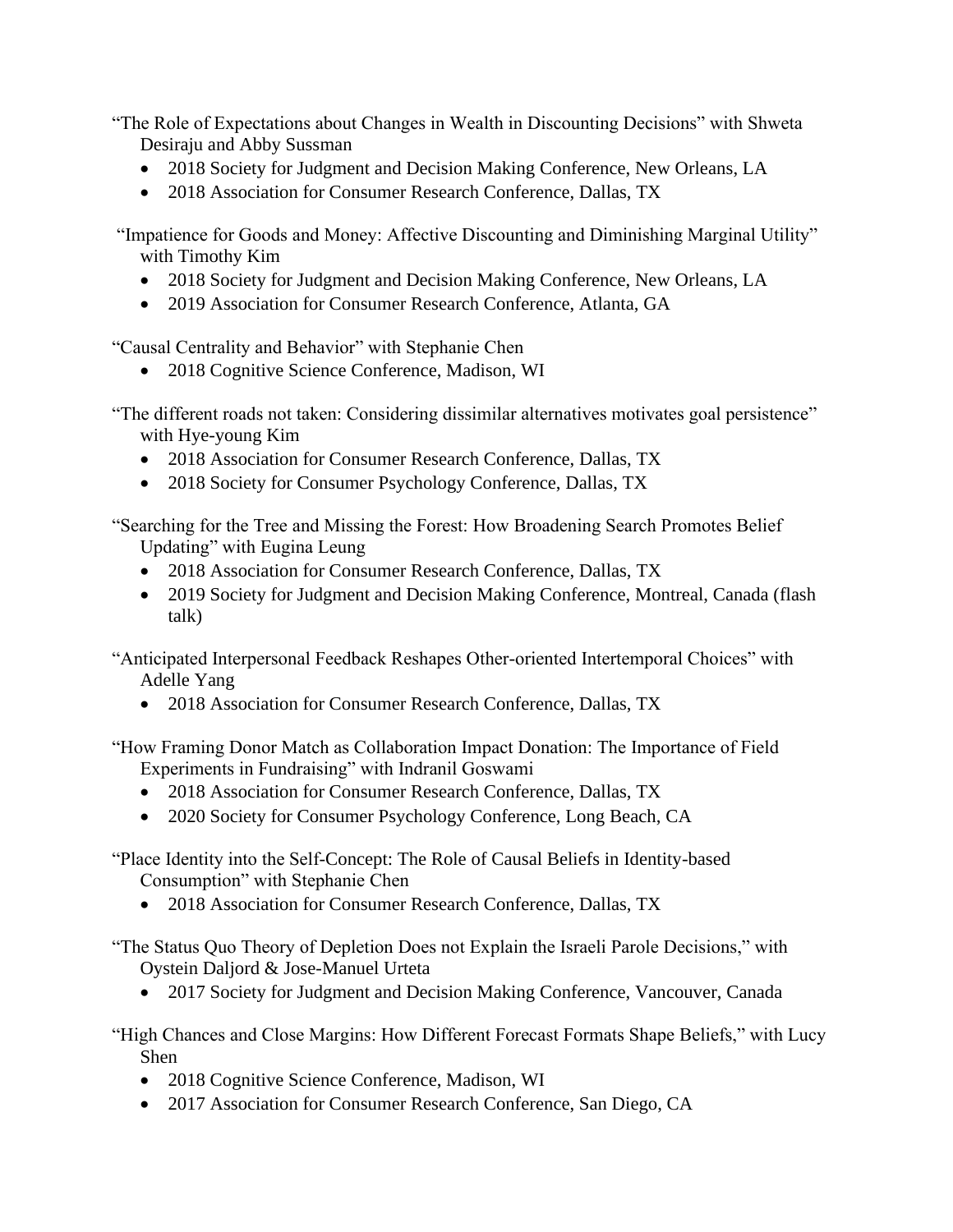"The Role of Expectations about Changes in Wealth in Discounting Decisions" with Shweta Desiraju and Abby Sussman

- 2018 Society for Judgment and Decision Making Conference, New Orleans, LA
- 2018 Association for Consumer Research Conference, Dallas, TX

"Impatience for Goods and Money: Affective Discounting and Diminishing Marginal Utility" with Timothy Kim

- 2018 Society for Judgment and Decision Making Conference, New Orleans, LA
- 2019 Association for Consumer Research Conference, Atlanta, GA

"Causal Centrality and Behavior" with Stephanie Chen

- 2018 Cognitive Science Conference, Madison, WI

"The different roads not taken: Considering dissimilar alternatives motivates goal persistence" with Hye-young Kim

- 2018 Association for Consumer Research Conference, Dallas, TX
- 2018 Society for Consumer Psychology Conference, Dallas, TX

"Searching for the Tree and Missing the Forest: How Broadening Search Promotes Belief Updating" with Eugina Leung

- 2018 Association for Consumer Research Conference, Dallas, TX
- 2019 Society for Judgment and Decision Making Conference, Montreal, Canada (flash talk)

"Anticipated Interpersonal Feedback Reshapes Other-oriented Intertemporal Choices" with Adelle Yang

- 2018 Association for Consumer Research Conference, Dallas, TX

"How Framing Donor Match as Collaboration Impact Donation: The Importance of Field Experiments in Fundraising" with Indranil Goswami

- 2018 Association for Consumer Research Conference, Dallas, TX
- 2020 Society for Consumer Psychology Conference, Long Beach, CA

"Place Identity into the Self-Concept: The Role of Causal Beliefs in Identity-based Consumption" with Stephanie Chen

- 2018 Association for Consumer Research Conference, Dallas, TX

"The Status Quo Theory of Depletion Does not Explain the Israeli Parole Decisions," with Oystein Daljord & Jose-Manuel Urteta

- 2017 Society for Judgment and Decision Making Conference, Vancouver, Canada

"High Chances and Close Margins: How Different Forecast Formats Shape Beliefs," with Lucy Shen

- 2018 Cognitive Science Conference, Madison, WI
- 2017 Association for Consumer Research Conference, San Diego, CA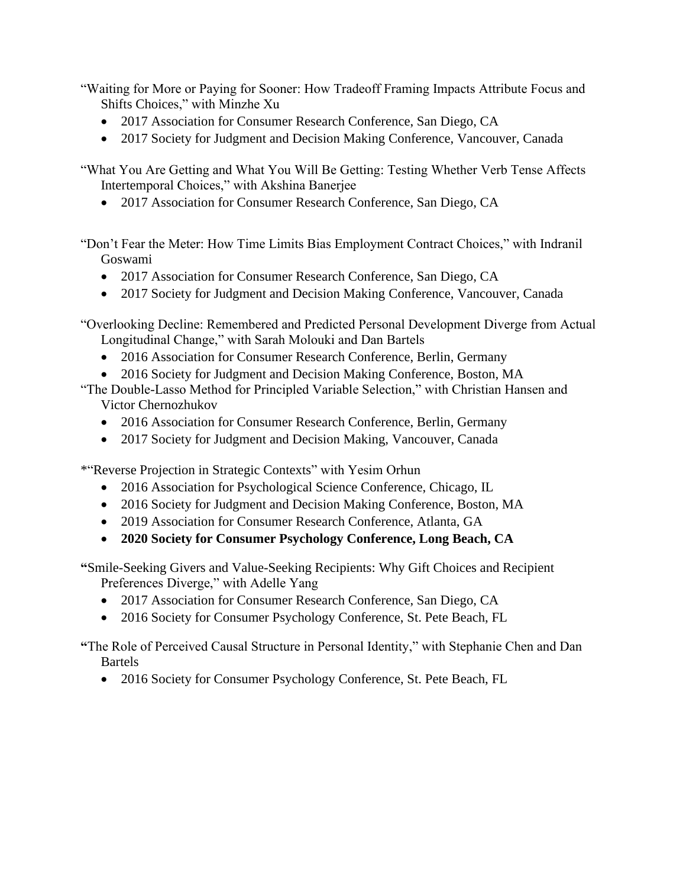"Waiting for More or Paying for Sooner: How Tradeoff Framing Impacts Attribute Focus and Shifts Choices," with Minzhe Xu

- 2017 Association for Consumer Research Conference, San Diego, CA
- 2017 Society for Judgment and Decision Making Conference, Vancouver, Canada

"What You Are Getting and What You Will Be Getting: Testing Whether Verb Tense Affects Intertemporal Choices," with Akshina Banerjee

- 2017 Association for Consumer Research Conference, San Diego, CA

"Don't Fear the Meter: How Time Limits Bias Employment Contract Choices," with Indranil Goswami

- 2017 Association for Consumer Research Conference, San Diego, CA
- 2017 Society for Judgment and Decision Making Conference, Vancouver, Canada

"Overlooking Decline: Remembered and Predicted Personal Development Diverge from Actual Longitudinal Change," with Sarah Molouki and Dan Bartels

- 2016 Association for Consumer Research Conference, Berlin, Germany
- 2016 Society for Judgment and Decision Making Conference, Boston, MA

"The Double-Lasso Method for Principled Variable Selection," with Christian Hansen and Victor Chernozhukov

- 2016 Association for Consumer Research Conference, Berlin, Germany
- 2017 Society for Judgment and Decision Making, Vancouver, Canada

*"Reverse Projection in Strategic Contexts" with Yesim Orhun

- 2016 Association for Psychological Science Conference, Chicago, IL
- 2016 Society for Judgment and Decision Making Conference, Boston, MA
- 2019 Association for Consumer Research Conference, Atlanta, GA
- **2020 Society for Consumer Psychology Conference, Long Beach, CA**

"Smile-Seeking Givers and Value-Seeking Recipients: Why Gift Choices and Recipient Preferences Diverge," with Adelle Yang

- 2017 Association for Consumer Research Conference, San Diego, CA
- 2016 Society for Consumer Psychology Conference, St. Pete Beach, FL

"The Role of Perceived Causal Structure in Personal Identity," with Stephanie Chen and Dan Bartels

- 2016 Society for Consumer Psychology Conference, St. Pete Beach, FL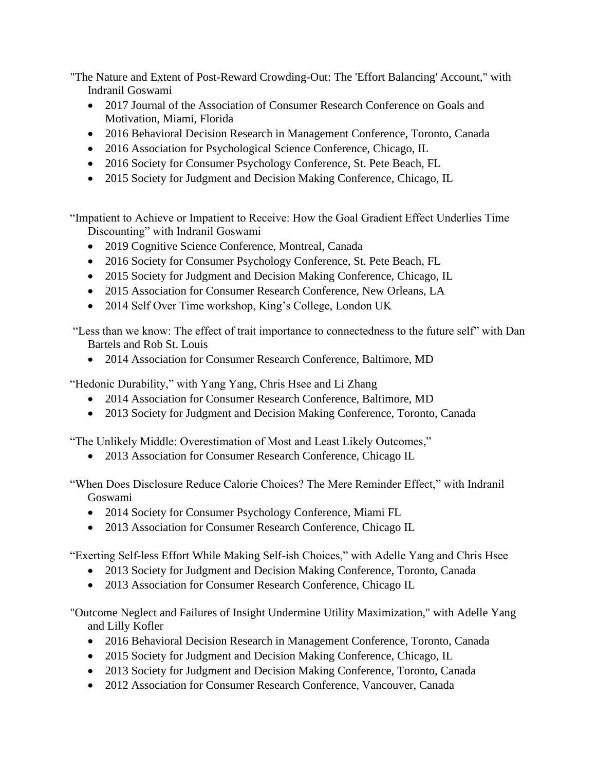"The Nature and Extent of Post-Reward Crowding-Out: The 'Effort Balancing' Account," with Indranil Goswami

- 2017 Journal of the Association of Consumer Research Conference on Goals and Motivation, Miami, Florida
- 2016 Behavioral Decision Research in Management Conference, Toronto, Canada
- 2016 Association for Psychological Science Conference, Chicago, IL
- 2016 Society for Consumer Psychology Conference, St. Pete Beach, FL
- 2015 Society for Judgment and Decision Making Conference, Chicago, IL

"Impatient to Achieve or Impatient to Receive: How the Goal Gradient Effect Underlies Time Discounting" with Indranil Goswami

- 2019 Cognitive Science Conference, Montreal, Canada
- 2016 Society for Consumer Psychology Conference, St. Pete Beach, FL
- 2015 Society for Judgment and Decision Making Conference, Chicago, IL
- 2015 Association for Consumer Research Conference, New Orleans, LA
- 2014 Self Over Time workshop, King's College, London UK

"Less than we know: The effect of trait importance to connectedness to the future self" with Dan Bartels and Rob St. Louis

- 2014 Association for Consumer Research Conference, Baltimore, MD

"Hedonic Durability," with Yang Yang, Chris Hsee and Li Zhang

- 2014 Association for Consumer Research Conference, Baltimore, MD
- 2013 Society for Judgment and Decision Making Conference, Toronto, Canada

"The Unlikely Middle: Overestimation of Most and Least Likely Outcomes,"

- 2013 Association for Consumer Research Conference, Chicago IL

"When Does Disclosure Reduce Calorie Choices? The Mere Reminder Effect," with Indranil Goswami

- 2014 Society for Consumer Psychology Conference, Miami FL
- 2013 Association for Consumer Research Conference, Chicago IL

"Exerting Self-less Effort While Making Self-ish Choices," with Adelle Yang and Chris Hsee

- 2013 Society for Judgment and Decision Making Conference, Toronto, Canada
- 2013 Association for Consumer Research Conference, Chicago IL

"Outcome Neglect and Failures of Insight Undermine Utility Maximization," with Adelle Yang and Lilly Kofler

- 2016 Behavioral Decision Research in Management Conference, Toronto, Canada
- 2015 Society for Judgment and Decision Making Conference, Chicago, IL
- 2013 Society for Judgment and Decision Making Conference, Toronto, Canada
- 2012 Association for Consumer Research Conference, Vancouver, Canada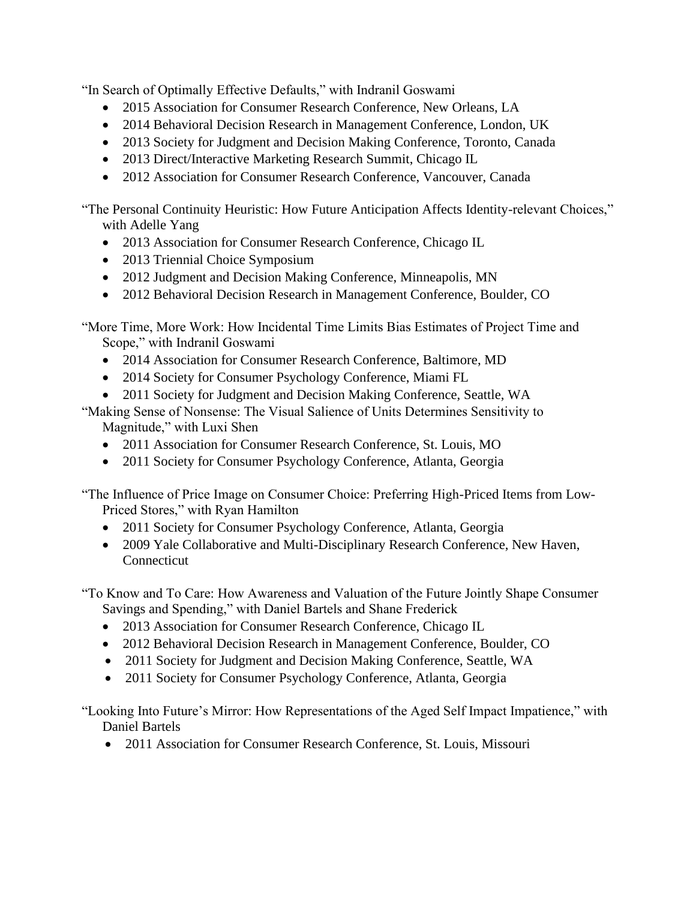"In Search of Optimally Effective Defaults," with Indranil Goswami

- 2015 Association for Consumer Research Conference, New Orleans, LA
- 2014 Behavioral Decision Research in Management Conference, London, UK
- 2013 Society for Judgment and Decision Making Conference, Toronto, Canada
- 2013 Direct/Interactive Marketing Research Summit, Chicago IL
- 2012 Association for Consumer Research Conference, Vancouver, Canada

"The Personal Continuity Heuristic: How Future Anticipation Affects Identity-relevant Choices," with Adelle Yang

- 2013 Association for Consumer Research Conference, Chicago IL
- 2013 Triennial Choice Symposium
- 2012 Judgment and Decision Making Conference, Minneapolis, MN
- 2012 Behavioral Decision Research in Management Conference, Boulder, CO

"More Time, More Work: How Incidental Time Limits Bias Estimates of Project Time and Scope," with Indranil Goswami

- 2014 Association for Consumer Research Conference, Baltimore, MD
- 2014 Society for Consumer Psychology Conference, Miami FL
- 2011 Society for Judgment and Decision Making Conference, Seattle, WA

"Making Sense of Nonsense: The Visual Salience of Units Determines Sensitivity to Magnitude," with Luxi Shen

- 2011 Association for Consumer Research Conference, St. Louis, MO
- 2011 Society for Consumer Psychology Conference, Atlanta, Georgia

"The Influence of Price Image on Consumer Choice: Preferring High-Priced Items from Low-Priced Stores," with Ryan Hamilton

- 2011 Society for Consumer Psychology Conference, Atlanta, Georgia
- 2009 Yale Collaborative and Multi-Disciplinary Research Conference, New Haven, Connecticut

"To Know and To Care: How Awareness and Valuation of the Future Jointly Shape Consumer Savings and Spending," with Daniel Bartels and Shane Frederick

- 2013 Association for Consumer Research Conference, Chicago IL
- 2012 Behavioral Decision Research in Management Conference, Boulder, CO
- 2011 Society for Judgment and Decision Making Conference, Seattle, WA
- 2011 Society for Consumer Psychology Conference, Atlanta, Georgia

"Looking Into Future's Mirror: How Representations of the Aged Self Impact Impatience," with Daniel Bartels

- 2011 Association for Consumer Research Conference, St. Louis, Missouri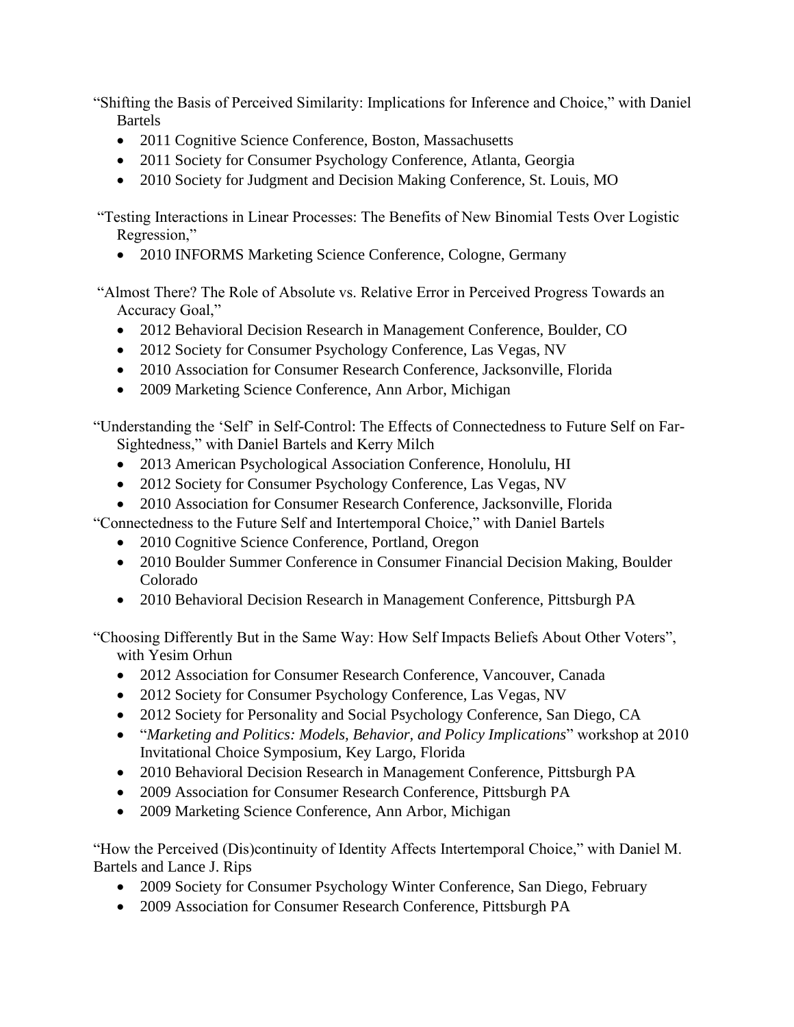“Shifting the Basis of Perceived Similarity: Implications for Inference and Choice,” with Daniel Bartels

- 2011 Cognitive Science Conference, Boston, Massachusetts
- 2011 Society for Consumer Psychology Conference, Atlanta, Georgia
- 2010 Society for Judgment and Decision Making Conference, St. Louis, MO

“Testing Interactions in Linear Processes: The Benefits of New Binomial Tests Over Logistic Regression,”

- 2010 INFORMS Marketing Science Conference, Cologne, Germany

“Almost There? The Role of Absolute vs. Relative Error in Perceived Progress Towards an Accuracy Goal,”

- 2012 Behavioral Decision Research in Management Conference, Boulder, CO
- 2012 Society for Consumer Psychology Conference, Las Vegas, NV
- 2010 Association for Consumer Research Conference, Jacksonville, Florida
- 2009 Marketing Science Conference, Ann Arbor, Michigan

“Understanding the ‘Self’ in Self-Control: The Effects of Connectedness to Future Self on Far-Sightedness,” with Daniel Bartels and Kerry Milch

- 2013 American Psychological Association Conference, Honolulu, HI
- 2012 Society for Consumer Psychology Conference, Las Vegas, NV
- 2010 Association for Consumer Research Conference, Jacksonville, Florida

“Connectedness to the Future Self and Intertemporal Choice,” with Daniel Bartels

- 2010 Cognitive Science Conference, Portland, Oregon
- 2010 Boulder Summer Conference in Consumer Financial Decision Making, Boulder Colorado
- 2010 Behavioral Decision Research in Management Conference, Pittsburgh PA

“Choosing Differently But in the Same Way: How Self Impacts Beliefs About Other Voters”, with Yesim Orhun

- 2012 Association for Consumer Research Conference, Vancouver, Canada
- 2012 Society for Consumer Psychology Conference, Las Vegas, NV
- 2012 Society for Personality and Social Psychology Conference, San Diego, CA
- “*Marketing and Politics: Models, Behavior, and Policy Implications*” workshop at 2010 Invitational Choice Symposium, Key Largo, Florida
- 2010 Behavioral Decision Research in Management Conference, Pittsburgh PA
- 2009 Association for Consumer Research Conference, Pittsburgh PA
- 2009 Marketing Science Conference, Ann Arbor, Michigan

“How the Perceived (Dis)continuity of Identity Affects Intertemporal Choice,” with Daniel M. Bartels and Lance J. Rips

- 2009 Society for Consumer Psychology Winter Conference, San Diego, February
- 2009 Association for Consumer Research Conference, Pittsburgh PA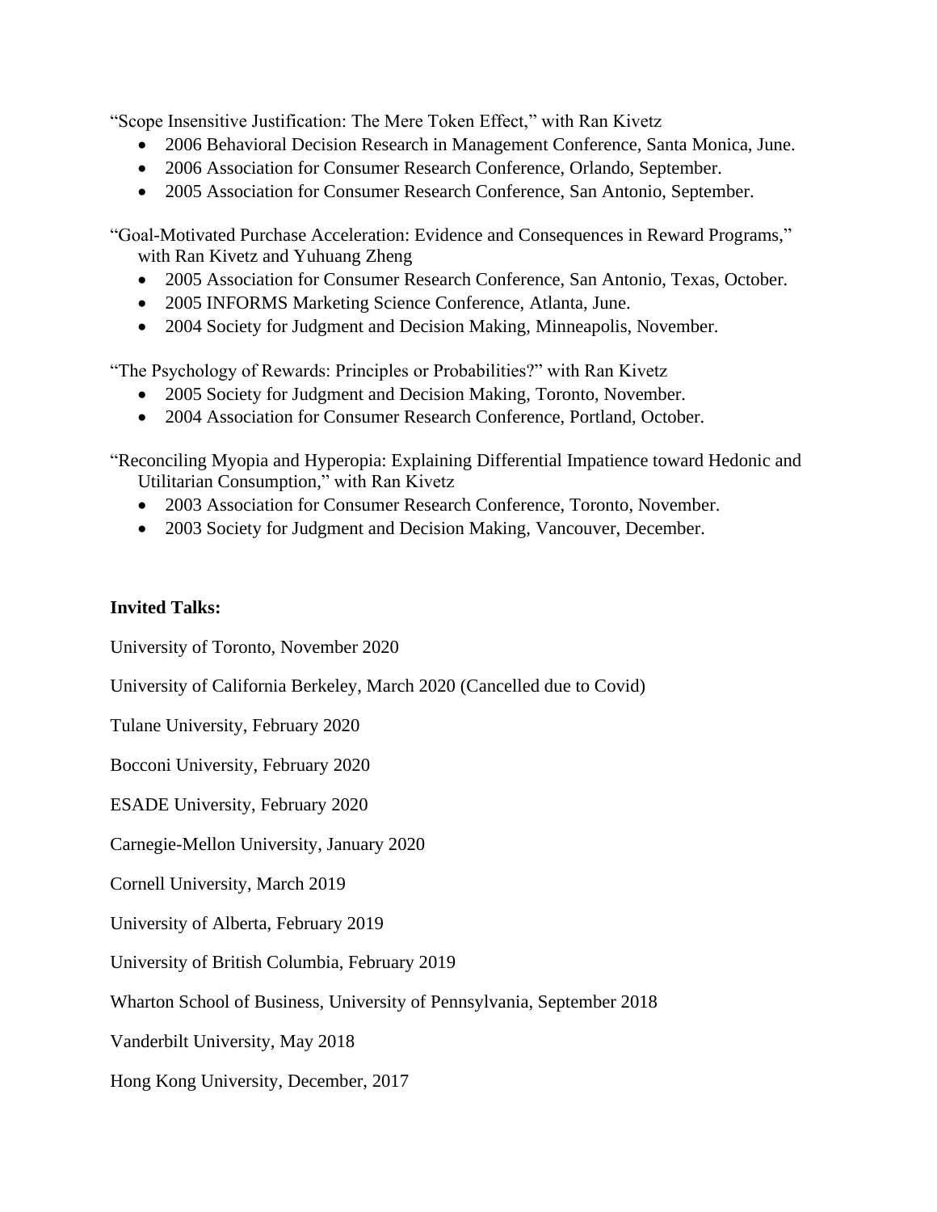"Scope Insensitive Justification: The Mere Token Effect," with Ran Kivetz

- 2006 Behavioral Decision Research in Management Conference, Santa Monica, June.
- 2006 Association for Consumer Research Conference, Orlando, September.
- 2005 Association for Consumer Research Conference, San Antonio, September.

"Goal-Motivated Purchase Acceleration: Evidence and Consequences in Reward Programs," with Ran Kivetz and Yuhuang Zheng

- 2005 Association for Consumer Research Conference, San Antonio, Texas, October.
- 2005 INFORMS Marketing Science Conference, Atlanta, June.
- 2004 Society for Judgment and Decision Making, Minneapolis, November.

"The Psychology of Rewards: Principles or Probabilities?" with Ran Kivetz

- 2005 Society for Judgment and Decision Making, Toronto, November.
- 2004 Association for Consumer Research Conference, Portland, October.

"Reconciling Myopia and Hyperopia: Explaining Differential Impatience toward Hedonic and Utilitarian Consumption," with Ran Kivetz

- 2003 Association for Consumer Research Conference, Toronto, November.
- 2003 Society for Judgment and Decision Making, Vancouver, December.

**Invited Talks:**

University of Toronto, November 2020

University of California Berkeley, March 2020 (Cancelled due to Covid)

Tulane University, February 2020

Bocconi University, February 2020

ESADE University, February 2020

Carnegie-Mellon University, January 2020

Cornell University, March 2019

University of Alberta, February 2019

University of British Columbia, February 2019

Wharton School of Business, University of Pennsylvania, September 2018

Vanderbilt University, May 2018

Hong Kong University, December, 2017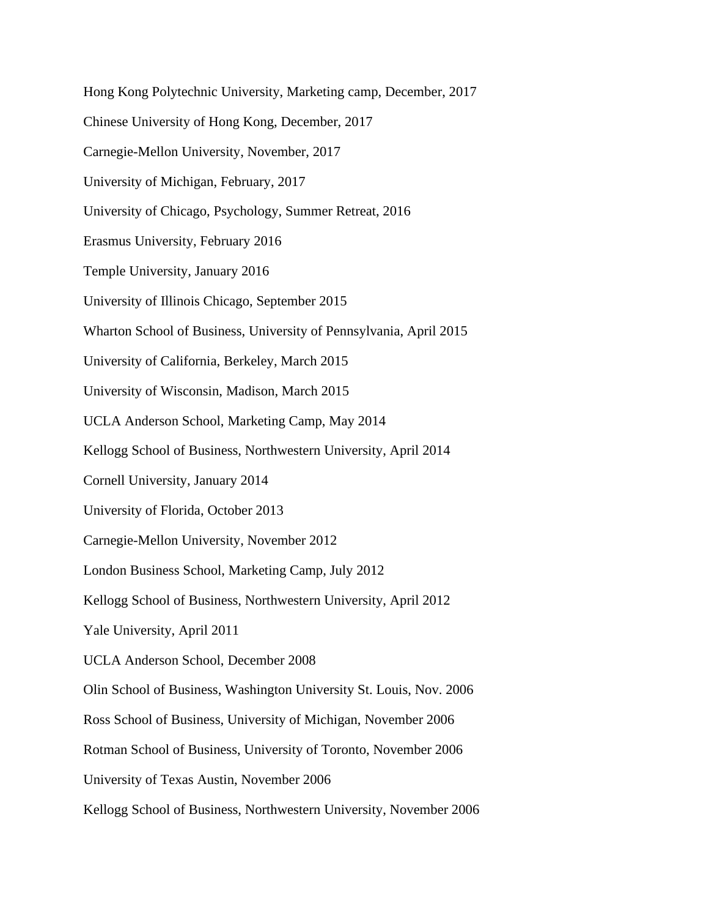Hong Kong Polytechnic University, Marketing camp, December, 2017

Chinese University of Hong Kong, December, 2017

Carnegie-Mellon University, November, 2017

University of Michigan, February, 2017

University of Chicago, Psychology, Summer Retreat, 2016

Erasmus University, February 2016

Temple University, January 2016

University of Illinois Chicago, September 2015

Wharton School of Business, University of Pennsylvania, April 2015

University of California, Berkeley, March 2015

University of Wisconsin, Madison, March 2015

UCLA Anderson School, Marketing Camp, May 2014

Kellogg School of Business, Northwestern University, April 2014

Cornell University, January 2014

University of Florida, October 2013

Carnegie-Mellon University, November 2012

London Business School, Marketing Camp, July 2012

Kellogg School of Business, Northwestern University, April 2012

Yale University, April 2011

UCLA Anderson School, December 2008

Olin School of Business, Washington University St. Louis, Nov. 2006

Ross School of Business, University of Michigan, November 2006

Rotman School of Business, University of Toronto, November 2006

University of Texas Austin, November 2006

Kellogg School of Business, Northwestern University, November 2006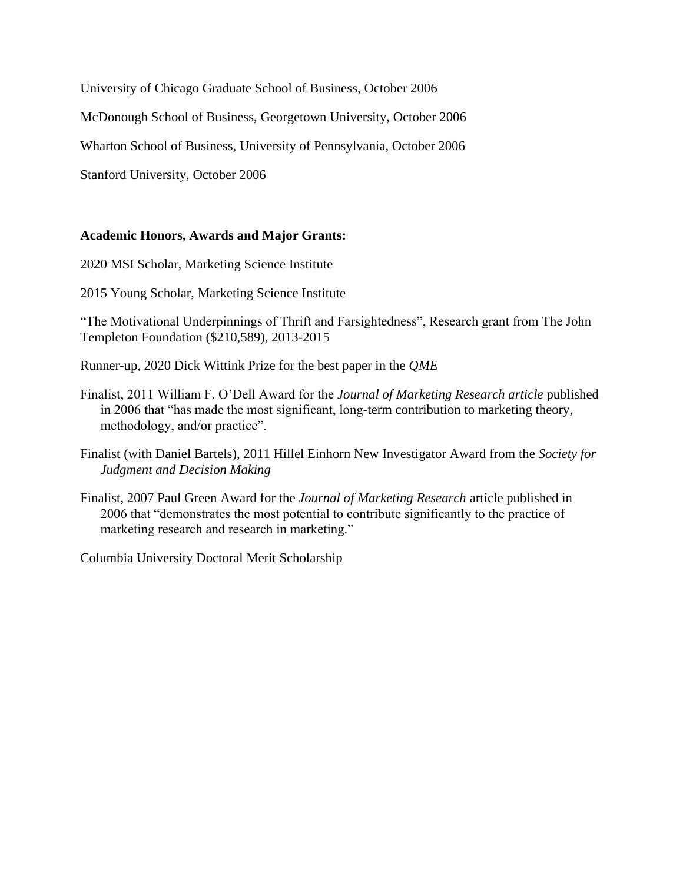University of Chicago Graduate School of Business, October 2006

McDonough School of Business, Georgetown University, October 2006

Wharton School of Business, University of Pennsylvania, October 2006

Stanford University, October 2006

**Academic Honors, Awards and Major Grants:**

2020 MSI Scholar, Marketing Science Institute

2015 Young Scholar, Marketing Science Institute

"The Motivational Underpinnings of Thrift and Farsightedness", Research grant from The John Templeton Foundation ($210,589), 2013-2015

Runner-up, 2020 Dick Wittink Prize for the best paper in the *QME*

Finalist, 2011 William F. O'Dell Award for the *Journal of Marketing Research article* published in 2006 that "has made the most significant, long-term contribution to marketing theory, methodology, and/or practice".

Finalist (with Daniel Bartels), 2011 Hillel Einhorn New Investigator Award from the *Society for Judgment and Decision Making*

Finalist, 2007 Paul Green Award for the *Journal of Marketing Research* article published in 2006 that "demonstrates the most potential to contribute significantly to the practice of marketing research and research in marketing."

Columbia University Doctoral Merit Scholarship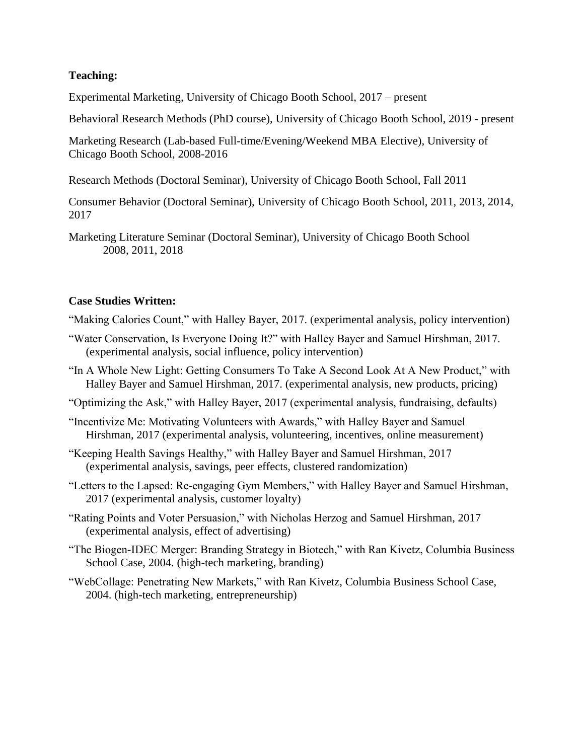**Teaching:**

Experimental Marketing, University of Chicago Booth School, 2017 – present

Behavioral Research Methods (PhD course), University of Chicago Booth School, 2019 - present

Marketing Research (Lab-based Full-time/Evening/Weekend MBA Elective), University of Chicago Booth School, 2008-2016

Research Methods (Doctoral Seminar), University of Chicago Booth School, Fall 2011

Consumer Behavior (Doctoral Seminar), University of Chicago Booth School, 2011, 2013, 2014, 2017

Marketing Literature Seminar (Doctoral Seminar), University of Chicago Booth School 2008, 2011, 2018

**Case Studies Written:**

"Making Calories Count," with Halley Bayer, 2017. (experimental analysis, policy intervention)

"Water Conservation, Is Everyone Doing It?" with Halley Bayer and Samuel Hirshman, 2017. (experimental analysis, social influence, policy intervention)

"In A Whole New Light: Getting Consumers To Take A Second Look At A New Product," with Halley Bayer and Samuel Hirshman, 2017. (experimental analysis, new products, pricing)

"Optimizing the Ask," with Halley Bayer, 2017 (experimental analysis, fundraising, defaults)

"Incentivize Me: Motivating Volunteers with Awards," with Halley Bayer and Samuel Hirshman, 2017 (experimental analysis, volunteering, incentives, online measurement)

"Keeping Health Savings Healthy," with Halley Bayer and Samuel Hirshman, 2017 (experimental analysis, savings, peer effects, clustered randomization)

"Letters to the Lapsed: Re-engaging Gym Members," with Halley Bayer and Samuel Hirshman, 2017 (experimental analysis, customer loyalty)

"Rating Points and Voter Persuasion," with Nicholas Herzog and Samuel Hirshman, 2017 (experimental analysis, effect of advertising)

"The Biogen-IDEC Merger: Branding Strategy in Biotech," with Ran Kivetz, Columbia Business School Case, 2004. (high-tech marketing, branding)

"WebCollage: Penetrating New Markets," with Ran Kivetz, Columbia Business School Case, 2004. (high-tech marketing, entrepreneurship)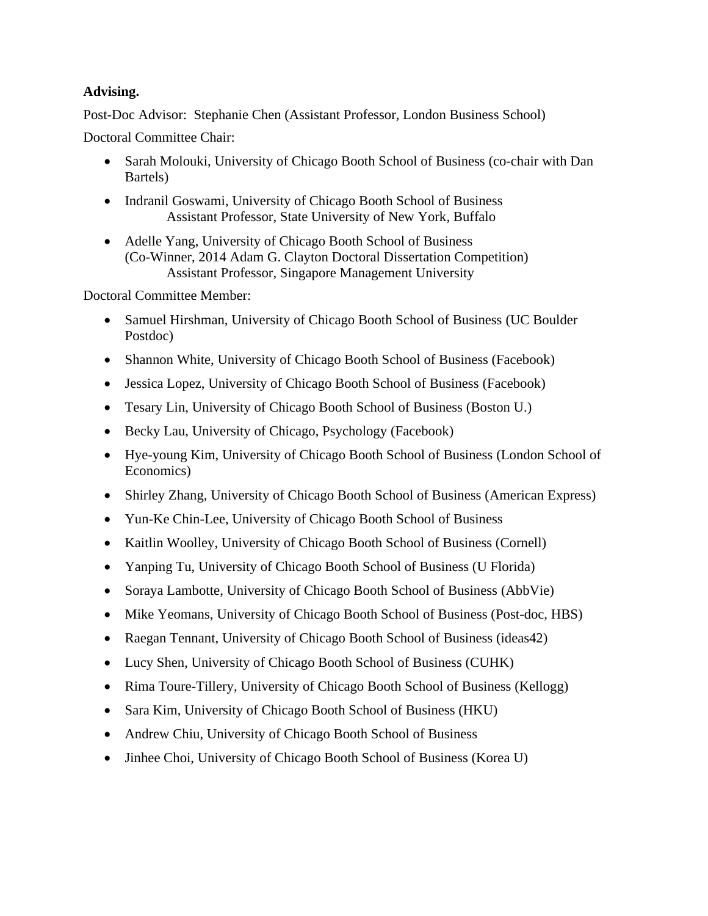**Advising.**

Post-Doc Advisor: Stephanie Chen (Assistant Professor, London Business School)

Doctoral Committee Chair:

- Sarah Molouki, University of Chicago Booth School of Business (co-chair with Dan Bartels)
- Indranil Goswami, University of Chicago Booth School of Business
  Assistant Professor, State University of New York, Buffalo
- Adelle Yang, University of Chicago Booth School of Business
  (Co-Winner, 2014 Adam G. Clayton Doctoral Dissertation Competition)
  Assistant Professor, Singapore Management University

Doctoral Committee Member:

- Samuel Hirshman, University of Chicago Booth School of Business (UC Boulder Postdoc)
- Shannon White, University of Chicago Booth School of Business (Facebook)
- Jessica Lopez, University of Chicago Booth School of Business (Facebook)
- Tesary Lin, University of Chicago Booth School of Business (Boston U.)
- Becky Lau, University of Chicago, Psychology (Facebook)
- Hye-young Kim, University of Chicago Booth School of Business (London School of Economics)
- Shirley Zhang, University of Chicago Booth School of Business (American Express)
- Yun-Ke Chin-Lee, University of Chicago Booth School of Business
- Kaitlin Woolley, University of Chicago Booth School of Business (Cornell)
- Yanping Tu, University of Chicago Booth School of Business (U Florida)
- Soraya Lambotte, University of Chicago Booth School of Business (AbbVie)
- Mike Yeomans, University of Chicago Booth School of Business (Post-doc, HBS)
- Raegan Tennant, University of Chicago Booth School of Business (ideas42)
- Lucy Shen, University of Chicago Booth School of Business (CUHK)
- Rima Toure-Tillery, University of Chicago Booth School of Business (Kellogg)
- Sara Kim, University of Chicago Booth School of Business (HKU)
- Andrew Chiu, University of Chicago Booth School of Business
- Jinhee Choi, University of Chicago Booth School of Business (Korea U)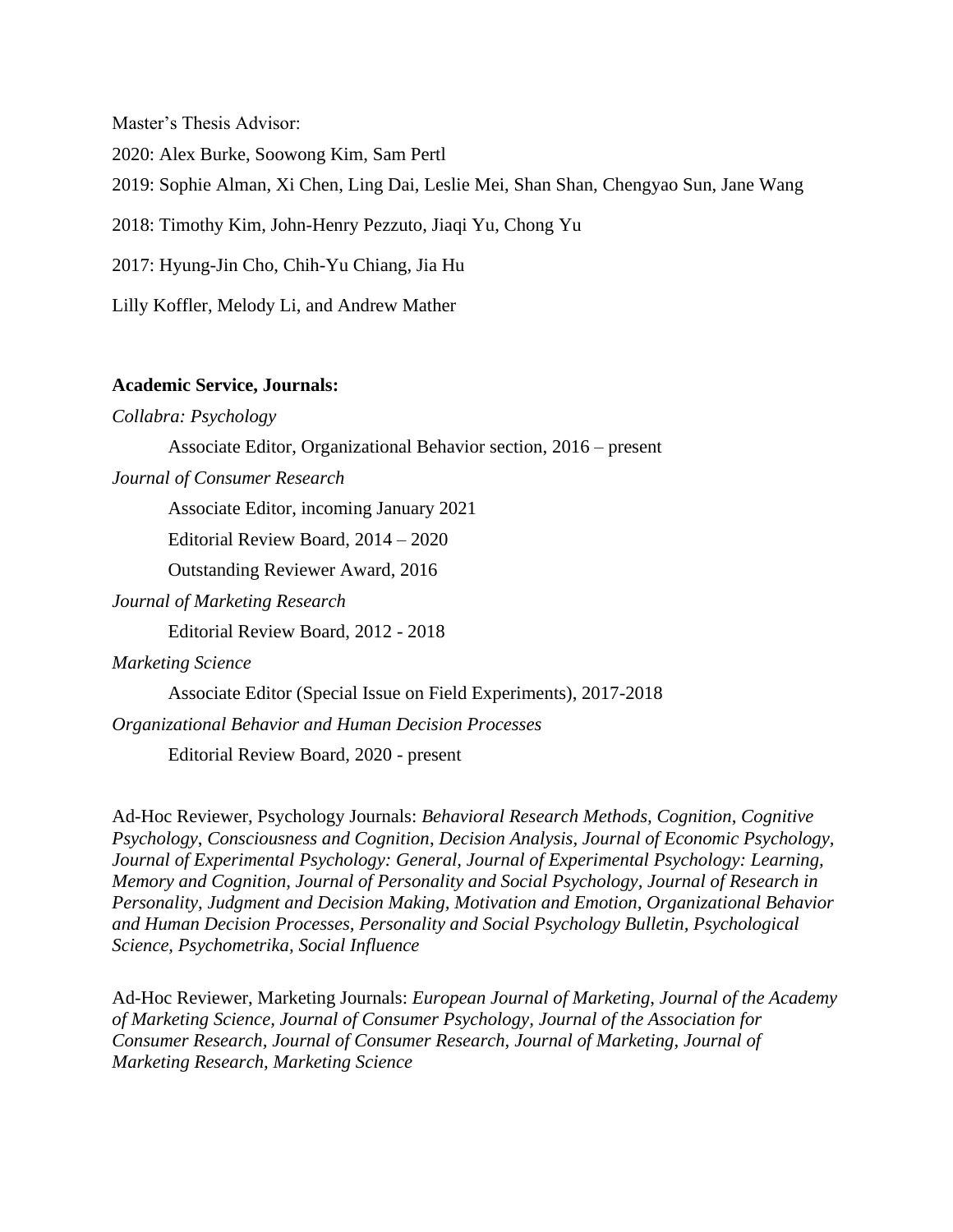Master's Thesis Advisor:

2020: Alex Burke, Soowong Kim, Sam Pertl

2019: Sophie Alman, Xi Chen, Ling Dai, Leslie Mei, Shan Shan, Chengyao Sun, Jane Wang

2018: Timothy Kim, John-Henry Pezzuto, Jiaqi Yu, Chong Yu

2017: Hyung-Jin Cho, Chih-Yu Chiang, Jia Hu

Lilly Koffler, Melody Li, and Andrew Mather

**Academic Service, Journals:**

*Collabra: Psychology*

Associate Editor, Organizational Behavior section, 2016 – present

*Journal of Consumer Research*

Associate Editor, incoming January 2021

Editorial Review Board, 2014 – 2020

Outstanding Reviewer Award, 2016

*Journal of Marketing Research*

Editorial Review Board, 2012 - 2018

*Marketing Science*

Associate Editor (Special Issue on Field Experiments), 2017-2018

*Organizational Behavior and Human Decision Processes*

Editorial Review Board, 2020 - present

Ad-Hoc Reviewer, Psychology Journals: *Behavioral Research Methods, Cognition, Cognitive Psychology, Consciousness and Cognition, Decision Analysis, Journal of Economic Psychology, Journal of Experimental Psychology: General, Journal of Experimental Psychology: Learning, Memory and Cognition, Journal of Personality and Social Psychology, Journal of Research in Personality, Judgment and Decision Making, Motivation and Emotion, Organizational Behavior and Human Decision Processes, Personality and Social Psychology Bulletin, Psychological Science, Psychometrika, Social Influence*

Ad-Hoc Reviewer, Marketing Journals: *European Journal of Marketing, Journal of the Academy of Marketing Science, Journal of Consumer Psychology, Journal of the Association for Consumer Research, Journal of Consumer Research, Journal of Marketing, Journal of Marketing Research, Marketing Science*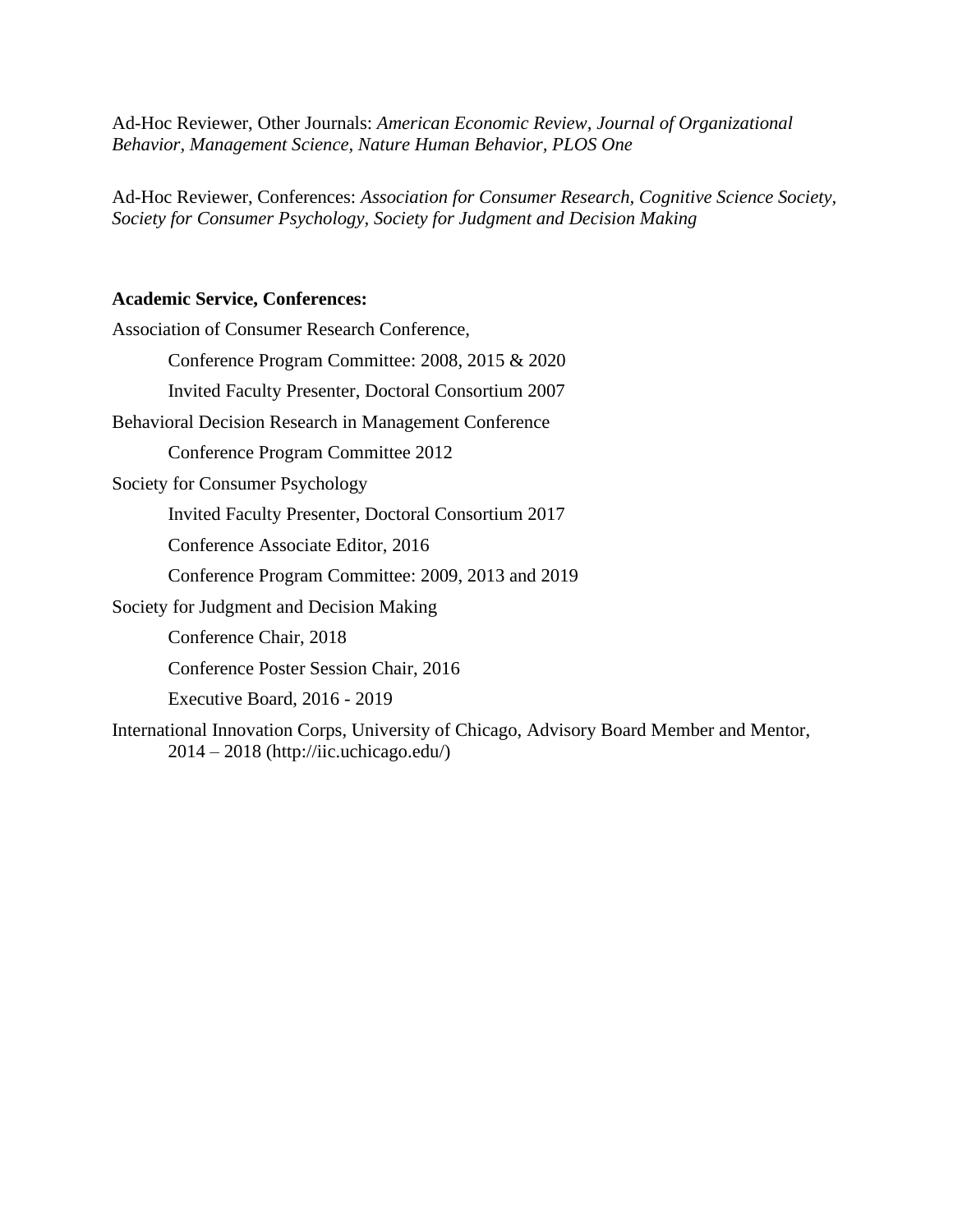Ad-Hoc Reviewer, Other Journals: *American Economic Review, Journal of Organizational Behavior, Management Science, Nature Human Behavior, PLOS One*

Ad-Hoc Reviewer, Conferences: *Association for Consumer Research, Cognitive Science Society, Society for Consumer Psychology, Society for Judgment and Decision Making*

**Academic Service, Conferences:**

Association of Consumer Research Conference,

- Conference Program Committee: 2008, 2015 & 2020
- Invited Faculty Presenter, Doctoral Consortium 2007

Behavioral Decision Research in Management Conference

- Conference Program Committee 2012

Society for Consumer Psychology

- Invited Faculty Presenter, Doctoral Consortium 2017
- Conference Associate Editor, 2016
- Conference Program Committee: 2009, 2013 and 2019

Society for Judgment and Decision Making

- Conference Chair, 2018
- Conference Poster Session Chair, 2016
- Executive Board, 2016 - 2019

International Innovation Corps, University of Chicago, Advisory Board Member and Mentor, 2014 – 2018 (http://iic.uchicago.edu/)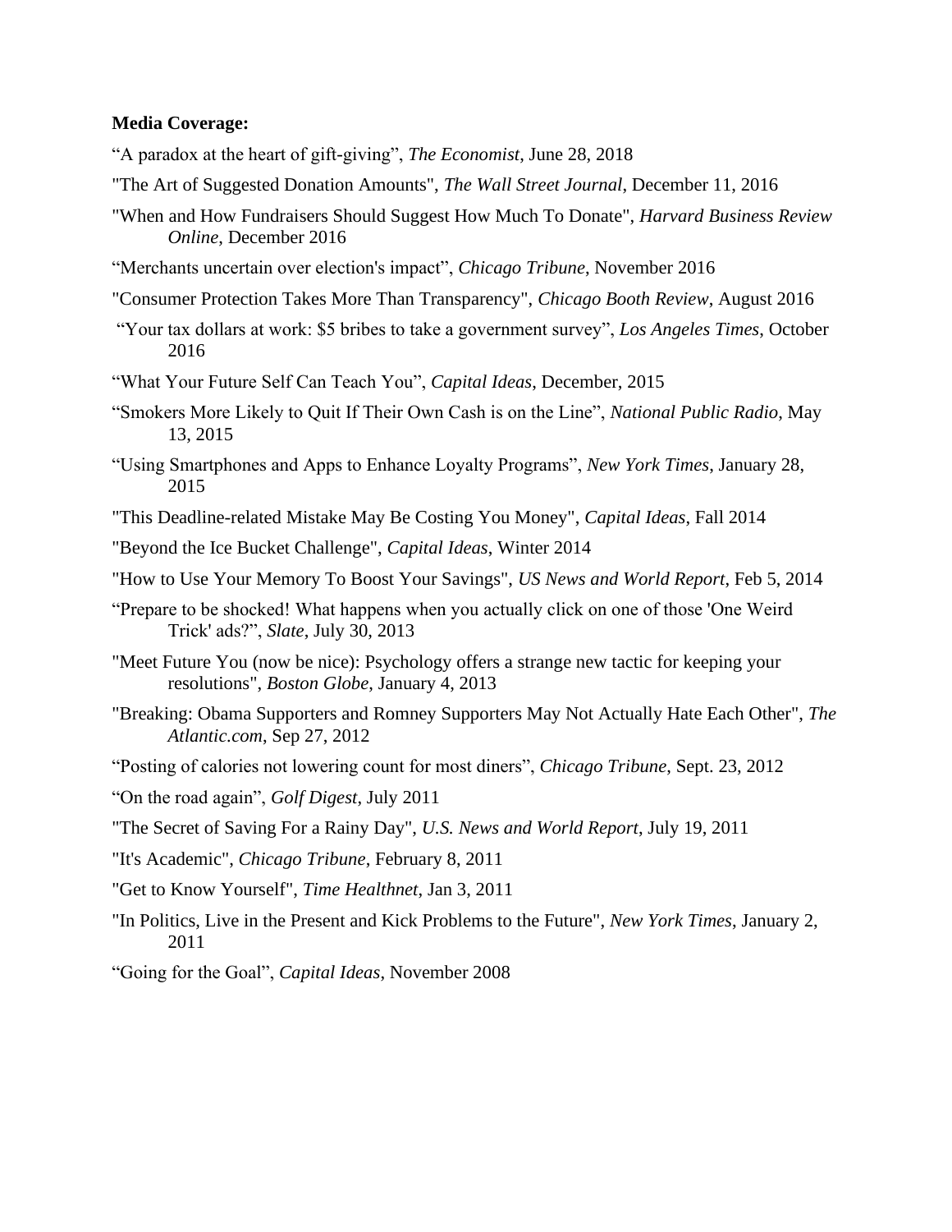**Media Coverage:**

“A paradox at the heart of gift-giving”, *The Economist*, June 28, 2018

"The Art of Suggested Donation Amounts", *The Wall Street Journal*, December 11, 2016

"When and How Fundraisers Should Suggest How Much To Donate", *Harvard Business Review Online*, December 2016

“Merchants uncertain over election's impact”, *Chicago Tribune*, November 2016

"Consumer Protection Takes More Than Transparency", *Chicago Booth Review*, August 2016

“Your tax dollars at work: $5 bribes to take a government survey”, *Los Angeles Times*, October 2016

“What Your Future Self Can Teach You”, *Capital Ideas*, December, 2015

“Smokers More Likely to Quit If Their Own Cash is on the Line”, *National Public Radio*, May 13, 2015

“Using Smartphones and Apps to Enhance Loyalty Programs”, *New York Times*, January 28, 2015

"This Deadline-related Mistake May Be Costing You Money", *Capital Ideas*, Fall 2014

"Beyond the Ice Bucket Challenge", *Capital Ideas*, Winter 2014

"How to Use Your Memory To Boost Your Savings", *US News and World Report*, Feb 5, 2014

“Prepare to be shocked! What happens when you actually click on one of those 'One Weird Trick' ads?”, *Slate*, July 30, 2013

"Meet Future You (now be nice): Psychology offers a strange new tactic for keeping your resolutions", *Boston Globe*, January 4, 2013

"Breaking: Obama Supporters and Romney Supporters May Not Actually Hate Each Other", *The Atlantic.com*, Sep 27, 2012

“Posting of calories not lowering count for most diners”, *Chicago Tribune*, Sept. 23, 2012

“On the road again”, *Golf Digest*, July 2011

"The Secret of Saving For a Rainy Day", *U.S. News and World Report*, July 19, 2011

"It's Academic", *Chicago Tribune*, February 8, 2011

"Get to Know Yourself", *Time Healthnet*, Jan 3, 2011

"In Politics, Live in the Present and Kick Problems to the Future", *New York Times*, January 2, 2011

“Going for the Goal”, *Capital Ideas*, November 2008